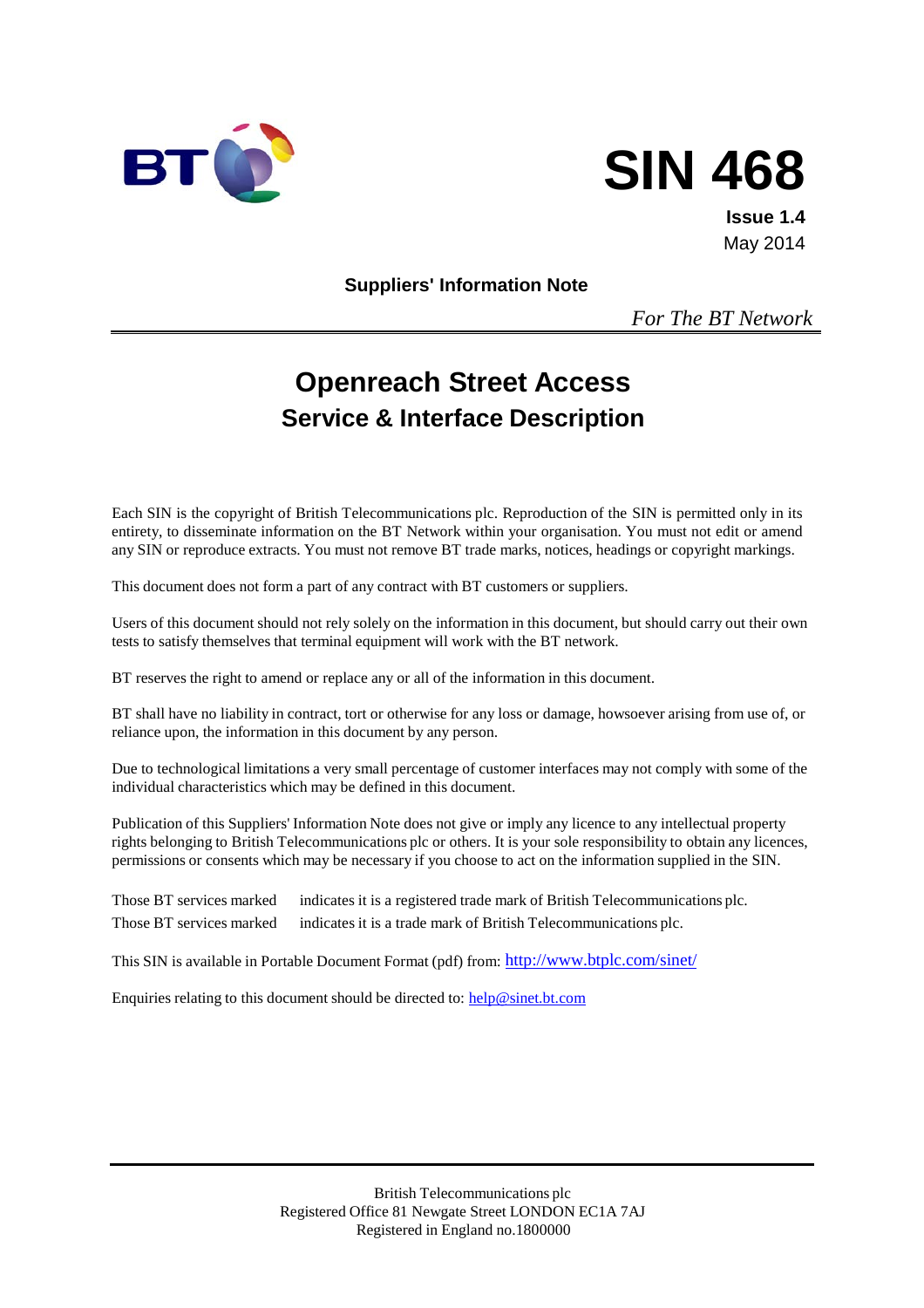BT

# SIN 468

**Issue 1.4**
May 2014

**Suppliers' Information Note**

*For The BT Network*

# Openreach Street Access

## Service & Interface Description

Each SIN is the copyright of British Telecommunications plc. Reproduction of the SIN is permitted only in its entirety, to disseminate information on the BT Network within your organisation. You must not edit or amend any SIN or reproduce extracts. You must not remove BT trade marks, notices, headings or copyright markings.

This document does not form a part of any contract with BT customers or suppliers.

Users of this document should not rely solely on the information in this document, but should carry out their own tests to satisfy themselves that terminal equipment will work with the BT network.

BT reserves the right to amend or replace any or all of the information in this document.

BT shall have no liability in contract, tort or otherwise for any loss or damage, howsoever arising from use of, or reliance upon, the information in this document by any person.

Due to technological limitations a very small percentage of customer interfaces may not comply with some of the individual characteristics which may be defined in this document.

Publication of this Suppliers' Information Note does not give or imply any licence to any intellectual property rights belonging to British Telecommunications plc or others. It is your sole responsibility to obtain any licences, permissions or consents which may be necessary if you choose to act on the information supplied in the SIN.

Those BT services marked indicates it is a registered trade mark of British Telecommunications plc.
Those BT services marked indicates it is a trade mark of British Telecommunications plc.

This SIN is available in Portable Document Format (pdf) from: http://www.btplc.com/sinet/

Enquiries relating to this document should be directed to: help@sinet.bt.com

British Telecommunications plc
Registered Office 81 Newgate Street LONDON EC1A 7AJ
Registered in England no.1800000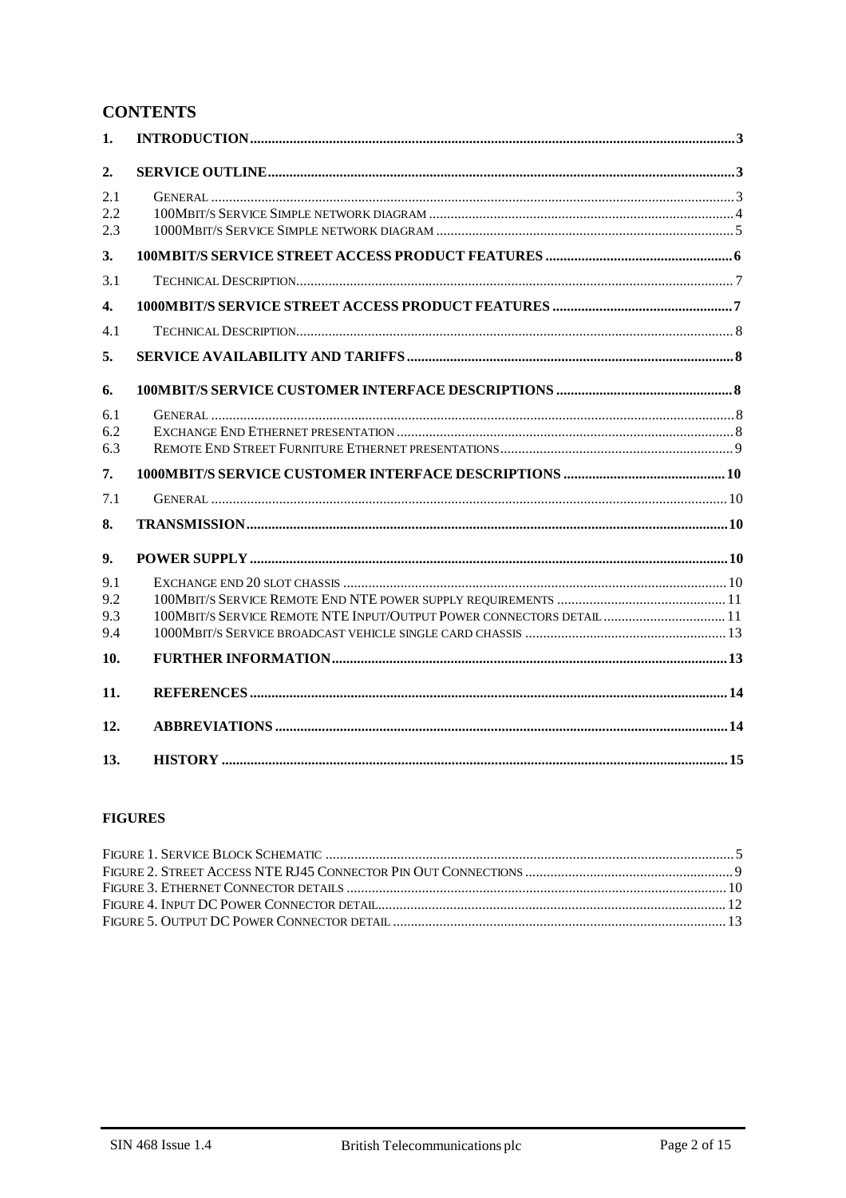## CONTENTS

| | | |
|---|---|---|
| **1.** | **INTRODUCTION** | **3** |
| **2.** | **SERVICE OUTLINE** | **3** |
| 2.1 | GENERAL | 3 |
| 2.2 | 100MBIT/S SERVICE SIMPLE NETWORK DIAGRAM | 4 |
| 2.3 | 1000MBIT/S SERVICE SIMPLE NETWORK DIAGRAM | 5 |
| **3.** | **100MBIT/S SERVICE STREET ACCESS PRODUCT FEATURES** | **6** |
| 3.1 | TECHNICAL DESCRIPTION | 7 |
| **4.** | **1000MBIT/S SERVICE STREET ACCESS PRODUCT FEATURES** | **7** |
| 4.1 | TECHNICAL DESCRIPTION | 8 |
| **5.** | **SERVICE AVAILABILITY AND TARIFFS** | **8** |
| **6.** | **100MBIT/S SERVICE CUSTOMER INTERFACE DESCRIPTIONS** | **8** |
| 6.1 | GENERAL | 8 |
| 6.2 | EXCHANGE END ETHERNET PRESENTATION | 8 |
| 6.3 | REMOTE END STREET FURNITURE ETHERNET PRESENTATIONS | 9 |
| **7.** | **1000MBIT/S SERVICE CUSTOMER INTERFACE DESCRIPTIONS** | **10** |
| 7.1 | GENERAL | 10 |
| **8.** | **TRANSMISSION** | **10** |
| **9.** | **POWER SUPPLY** | **10** |
| 9.1 | EXCHANGE END 20 SLOT CHASSIS | 10 |
| 9.2 | 100MBIT/S SERVICE REMOTE END NTE POWER SUPPLY REQUIREMENTS | 11 |
| 9.3 | 100MBIT/S SERVICE REMOTE NTE INPUT/OUTPUT POWER CONNECTORS DETAIL | 11 |
| 9.4 | 1000MBIT/S SERVICE BROADCAST VEHICLE SINGLE CARD CHASSIS | 13 |
| **10.** | **FURTHER INFORMATION** | **13** |
| **11.** | **REFERENCES** | **14** |
| **12.** | **ABBREVIATIONS** | **14** |
| **13.** | **HISTORY** | **15** |

### FIGURES

| | |
|---|---|
| FIGURE 1. SERVICE BLOCK SCHEMATIC | 5 |
| FIGURE 2. STREET ACCESS NTE RJ45 CONNECTOR PIN OUT CONNECTIONS | 9 |
| FIGURE 3. ETHERNET CONNECTOR DETAILS | 10 |
| FIGURE 4. INPUT DC POWER CONNECTOR DETAIL | 12 |
| FIGURE 5. OUTPUT DC POWER CONNECTOR DETAIL | 13 |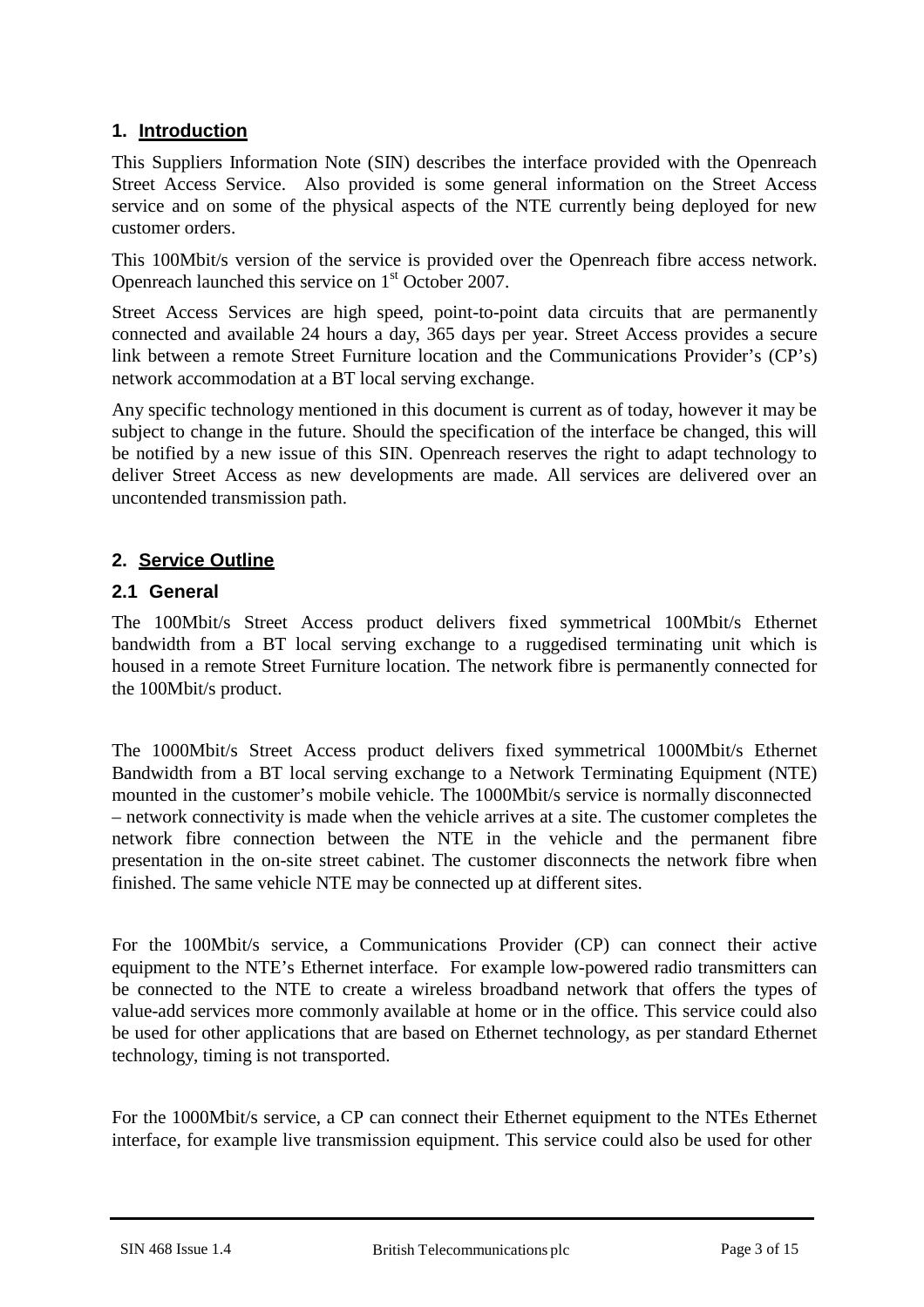## 1. Introduction

This Suppliers Information Note (SIN) describes the interface provided with the Openreach Street Access Service. Also provided is some general information on the Street Access service and on some of the physical aspects of the NTE currently being deployed for new customer orders.

This 100Mbit/s version of the service is provided over the Openreach fibre access network. Openreach launched this service on 1st October 2007.

Street Access Services are high speed, point-to-point data circuits that are permanently connected and available 24 hours a day, 365 days per year. Street Access provides a secure link between a remote Street Furniture location and the Communications Provider's (CP's) network accommodation at a BT local serving exchange.

Any specific technology mentioned in this document is current as of today, however it may be subject to change in the future. Should the specification of the interface be changed, this will be notified by a new issue of this SIN. Openreach reserves the right to adapt technology to deliver Street Access as new developments are made. All services are delivered over an uncontended transmission path.

## 2. Service Outline

### 2.1 General

The 100Mbit/s Street Access product delivers fixed symmetrical 100Mbit/s Ethernet bandwidth from a BT local serving exchange to a ruggedised terminating unit which is housed in a remote Street Furniture location. The network fibre is permanently connected for the 100Mbit/s product.

The 1000Mbit/s Street Access product delivers fixed symmetrical 1000Mbit/s Ethernet Bandwidth from a BT local serving exchange to a Network Terminating Equipment (NTE) mounted in the customer's mobile vehicle. The 1000Mbit/s service is normally disconnected – network connectivity is made when the vehicle arrives at a site. The customer completes the network fibre connection between the NTE in the vehicle and the permanent fibre presentation in the on-site street cabinet. The customer disconnects the network fibre when finished. The same vehicle NTE may be connected up at different sites.

For the 100Mbit/s service, a Communications Provider (CP) can connect their active equipment to the NTE's Ethernet interface. For example low-powered radio transmitters can be connected to the NTE to create a wireless broadband network that offers the types of value-add services more commonly available at home or in the office. This service could also be used for other applications that are based on Ethernet technology, as per standard Ethernet technology, timing is not transported.

For the 1000Mbit/s service, a CP can connect their Ethernet equipment to the NTEs Ethernet interface, for example live transmission equipment. This service could also be used for other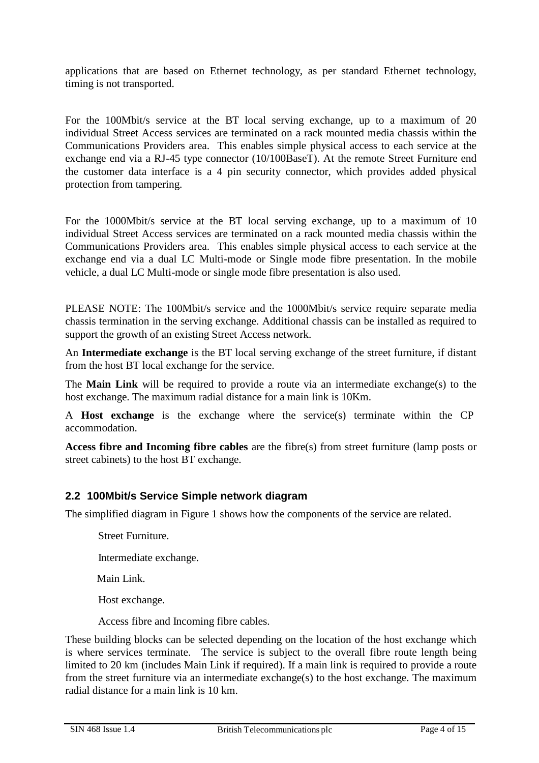applications that are based on Ethernet technology, as per standard Ethernet technology, timing is not transported.

For the 100Mbit/s service at the BT local serving exchange, up to a maximum of 20 individual Street Access services are terminated on a rack mounted media chassis within the Communications Providers area. This enables simple physical access to each service at the exchange end via a RJ-45 type connector (10/100BaseT). At the remote Street Furniture end the customer data interface is a 4 pin security connector, which provides added physical protection from tampering.

For the 1000Mbit/s service at the BT local serving exchange, up to a maximum of 10 individual Street Access services are terminated on a rack mounted media chassis within the Communications Providers area. This enables simple physical access to each service at the exchange end via a dual LC Multi-mode or Single mode fibre presentation. In the mobile vehicle, a dual LC Multi-mode or single mode fibre presentation is also used.

PLEASE NOTE: The 100Mbit/s service and the 1000Mbit/s service require separate media chassis termination in the serving exchange. Additional chassis can be installed as required to support the growth of an existing Street Access network.

An **Intermediate exchange** is the BT local serving exchange of the street furniture, if distant from the host BT local exchange for the service.

The **Main Link** will be required to provide a route via an intermediate exchange(s) to the host exchange. The maximum radial distance for a main link is 10Km.

A **Host exchange** is the exchange where the service(s) terminate within the CP accommodation.

**Access fibre and Incoming fibre cables** are the fibre(s) from street furniture (lamp posts or street cabinets) to the host BT exchange.

## 2.2 100Mbit/s Service Simple network diagram

The simplified diagram in Figure 1 shows how the components of the service are related.

Street Furniture.

Intermediate exchange.

Main Link.

Host exchange.

Access fibre and Incoming fibre cables.

These building blocks can be selected depending on the location of the host exchange which is where services terminate. The service is subject to the overall fibre route length being limited to 20 km (includes Main Link if required). If a main link is required to provide a route from the street furniture via an intermediate exchange(s) to the host exchange. The maximum radial distance for a main link is 10 km.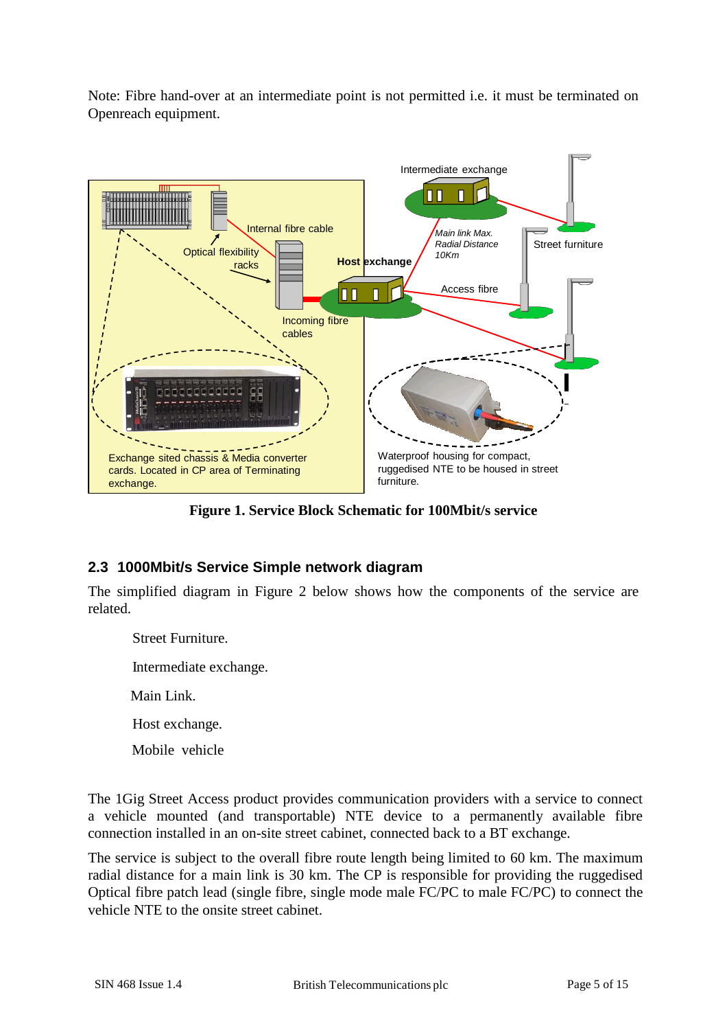Note: Fibre hand-over at an intermediate point is not permitted i.e. it must be terminated on Openreach equipment.

**Figure 1. Service Block Schematic for 100Mbit/s service**

## 2.3 1000Mbit/s Service Simple network diagram

The simplified diagram in Figure 2 below shows how the components of the service are related.

Street Furniture.

Intermediate exchange.

Main Link.

Host exchange.

Mobile vehicle

The 1Gig Street Access product provides communication providers with a service to connect a vehicle mounted (and transportable) NTE device to a permanently available fibre connection installed in an on-site street cabinet, connected back to a BT exchange.

The service is subject to the overall fibre route length being limited to 60 km. The maximum radial distance for a main link is 30 km. The CP is responsible for providing the ruggedised Optical fibre patch lead (single fibre, single mode male FC/PC to male FC/PC) to connect the vehicle NTE to the onsite street cabinet.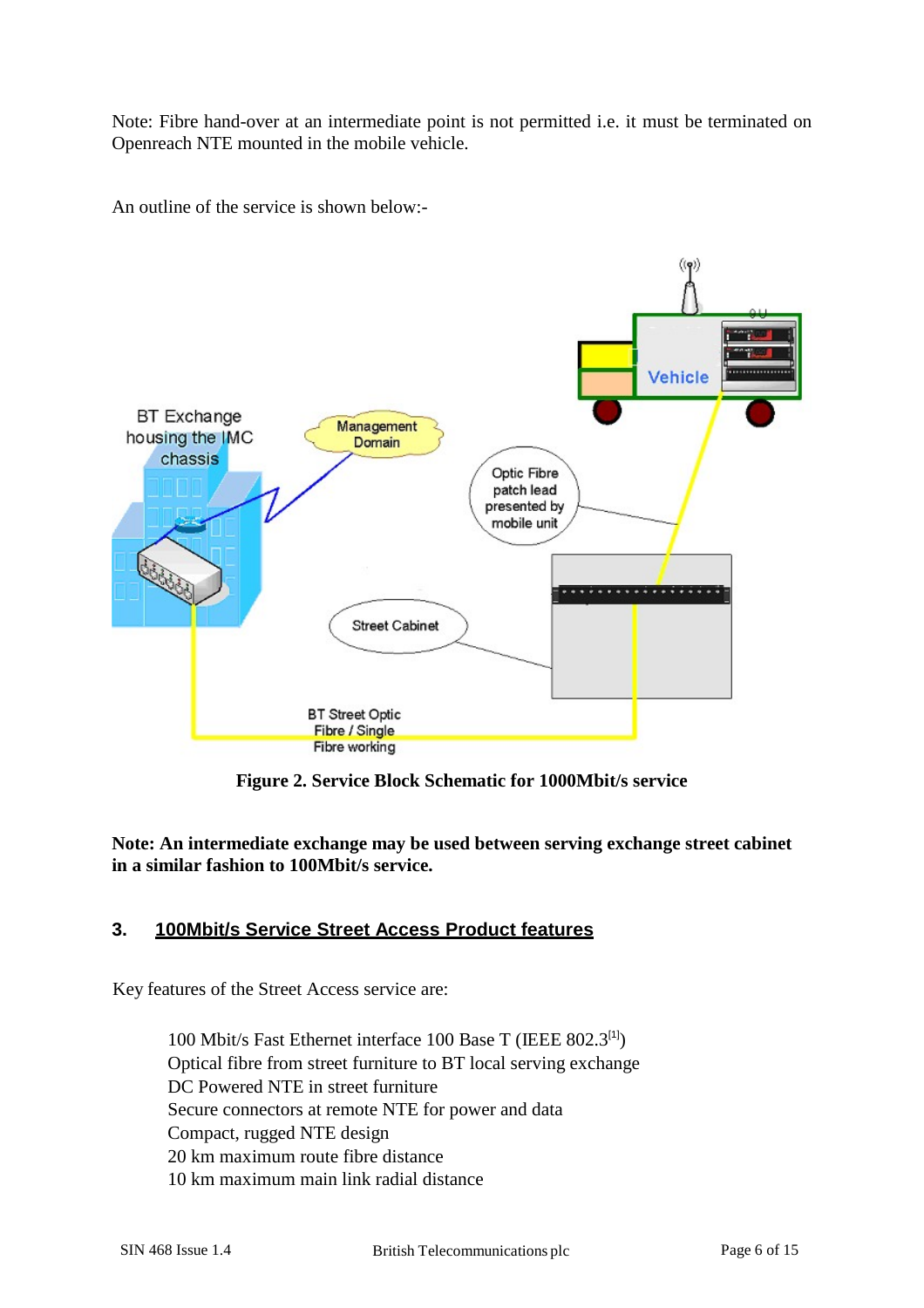Note: Fibre hand-over at an intermediate point is not permitted i.e. it must be terminated on Openreach NTE mounted in the mobile vehicle.

An outline of the service is shown below:-

**Figure 2. Service Block Schematic for 1000Mbit/s service**

**Note: An intermediate exchange may be used between serving exchange street cabinet in a similar fashion to 100Mbit/s service.**

## 3. 100Mbit/s Service Street Access Product features

Key features of the Street Access service are:

- 100 Mbit/s Fast Ethernet interface 100 Base T (IEEE 802.3[1])
- Optical fibre from street furniture to BT local serving exchange
- DC Powered NTE in street furniture
- Secure connectors at remote NTE for power and data
- Compact, rugged NTE design
- 20 km maximum route fibre distance
- 10 km maximum main link radial distance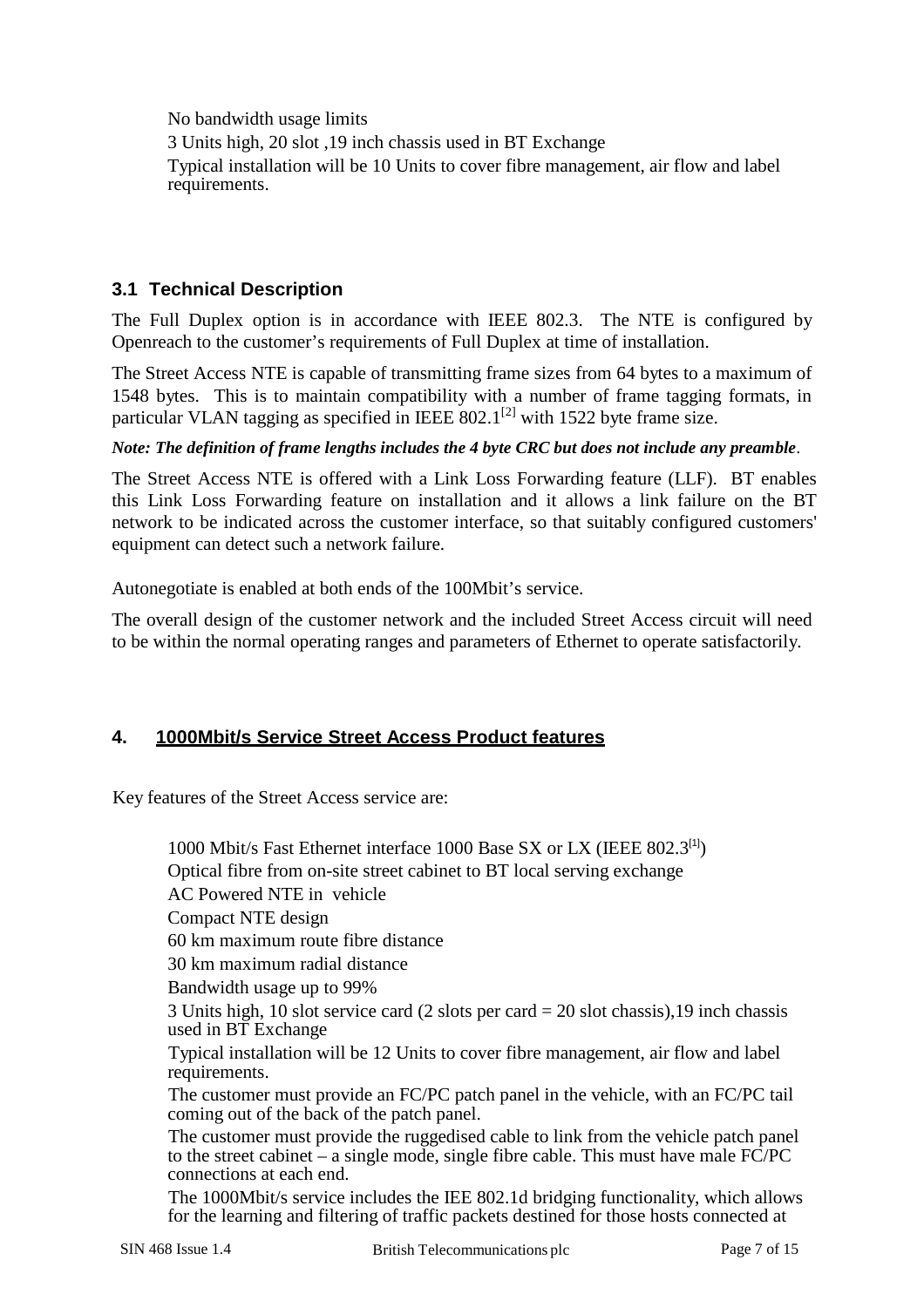No bandwidth usage limits

3 Units high, 20 slot ,19 inch chassis used in BT Exchange

Typical installation will be 10 Units to cover fibre management, air flow and label requirements.

### 3.1 Technical Description

The Full Duplex option is in accordance with IEEE 802.3. The NTE is configured by Openreach to the customer's requirements of Full Duplex at time of installation.

The Street Access NTE is capable of transmitting frame sizes from 64 bytes to a maximum of 1548 bytes. This is to maintain compatibility with a number of frame tagging formats, in particular VLAN tagging as specified in IEEE 802.1[2] with 1522 byte frame size.

***Note: The definition of frame lengths includes the 4 byte CRC but does not include any preamble***.

The Street Access NTE is offered with a Link Loss Forwarding feature (LLF). BT enables this Link Loss Forwarding feature on installation and it allows a link failure on the BT network to be indicated across the customer interface, so that suitably configured customers' equipment can detect such a network failure.

Autonegotiate is enabled at both ends of the 100Mbit's service.

The overall design of the customer network and the included Street Access circuit will need to be within the normal operating ranges and parameters of Ethernet to operate satisfactorily.

## 4. 1000Mbit/s Service Street Access Product features

Key features of the Street Access service are:

1000 Mbit/s Fast Ethernet interface 1000 Base SX or LX (IEEE 802.3[1])

Optical fibre from on-site street cabinet to BT local serving exchange

AC Powered NTE in vehicle

Compact NTE design

60 km maximum route fibre distance

30 km maximum radial distance

Bandwidth usage up to 99%

3 Units high, 10 slot service card (2 slots per card = 20 slot chassis),19 inch chassis used in BT Exchange

Typical installation will be 12 Units to cover fibre management, air flow and label requirements.

The customer must provide an FC/PC patch panel in the vehicle, with an FC/PC tail coming out of the back of the patch panel.

The customer must provide the ruggedised cable to link from the vehicle patch panel to the street cabinet – a single mode, single fibre cable. This must have male FC/PC connections at each end.

The 1000Mbit/s service includes the IEE 802.1d bridging functionality, which allows for the learning and filtering of traffic packets destined for those hosts connected at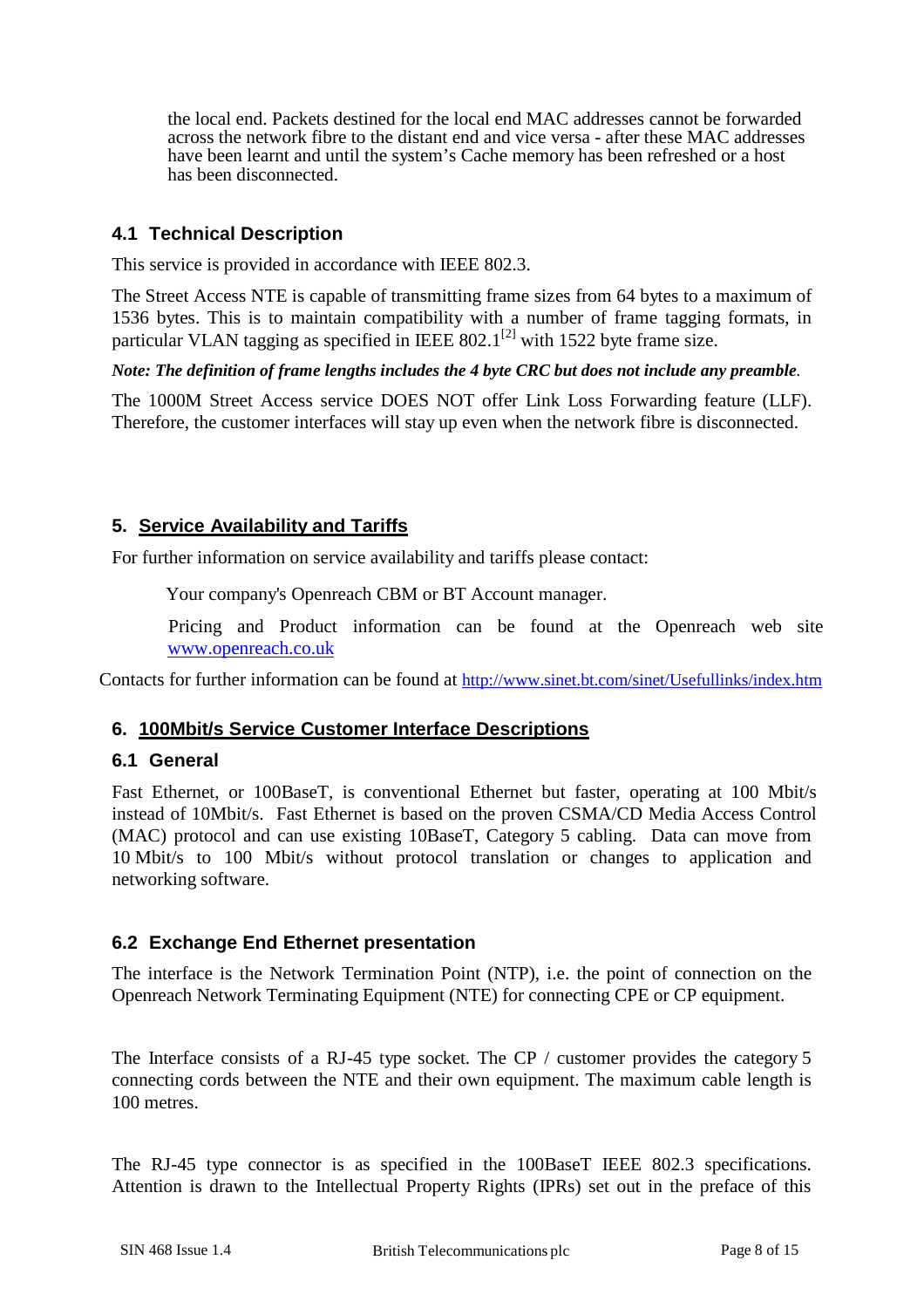the local end. Packets destined for the local end MAC addresses cannot be forwarded across the network fibre to the distant end and vice versa - after these MAC addresses have been learnt and until the system's Cache memory has been refreshed or a host has been disconnected.

### 4.1 Technical Description

This service is provided in accordance with IEEE 802.3.

The Street Access NTE is capable of transmitting frame sizes from 64 bytes to a maximum of 1536 bytes. This is to maintain compatibility with a number of frame tagging formats, in particular VLAN tagging as specified in IEEE 802.1[2] with 1522 byte frame size.

***Note: The definition of frame lengths includes the 4 byte CRC but does not include any preamble.***

The 1000M Street Access service DOES NOT offer Link Loss Forwarding feature (LLF). Therefore, the customer interfaces will stay up even when the network fibre is disconnected.

## 5. Service Availability and Tariffs

For further information on service availability and tariffs please contact:

Your company's Openreach CBM or BT Account manager.

Pricing and Product information can be found at the Openreach web site [www.openreach.co.uk](http://www.openreach.co.uk)

Contacts for further information can be found at http://www.sinet.bt.com/sinet/Usefullinks/index.htm

## 6. 100Mbit/s Service Customer Interface Descriptions

### 6.1 General

Fast Ethernet, or 100BaseT, is conventional Ethernet but faster, operating at 100 Mbit/s instead of 10Mbit/s. Fast Ethernet is based on the proven CSMA/CD Media Access Control (MAC) protocol and can use existing 10BaseT, Category 5 cabling. Data can move from 10 Mbit/s to 100 Mbit/s without protocol translation or changes to application and networking software.

### 6.2 Exchange End Ethernet presentation

The interface is the Network Termination Point (NTP), i.e. the point of connection on the Openreach Network Terminating Equipment (NTE) for connecting CPE or CP equipment.

The Interface consists of a RJ-45 type socket. The CP / customer provides the category 5 connecting cords between the NTE and their own equipment. The maximum cable length is 100 metres.

The RJ-45 type connector is as specified in the 100BaseT IEEE 802.3 specifications. Attention is drawn to the Intellectual Property Rights (IPRs) set out in the preface of this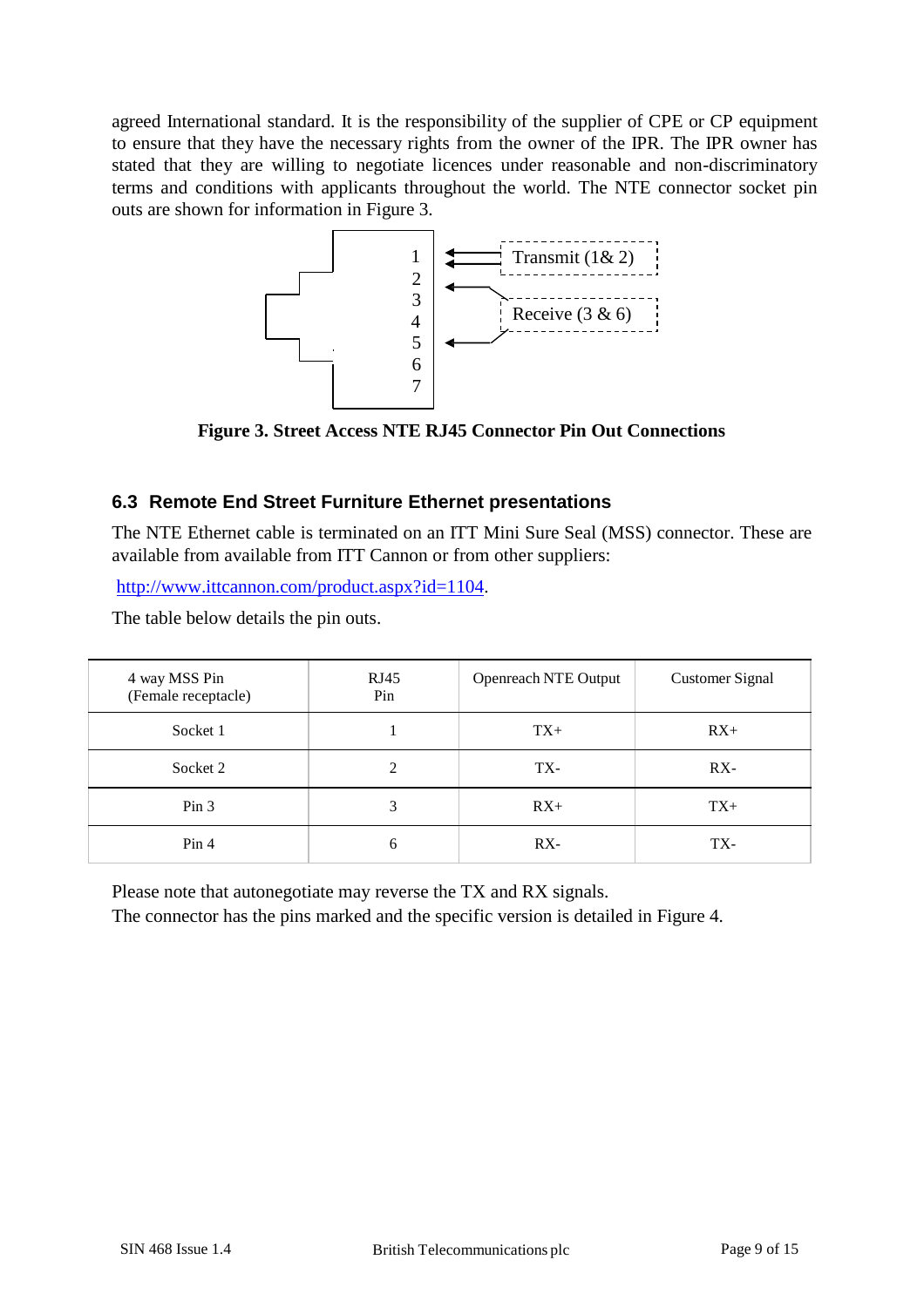agreed International standard. It is the responsibility of the supplier of CPE or CP equipment to ensure that they have the necessary rights from the owner of the IPR. The IPR owner has stated that they are willing to negotiate licences under reasonable and non-discriminatory terms and conditions with applicants throughout the world. The NTE connector socket pin outs are shown for information in Figure 3.

1
2
3
4
5
6
7

Transmit (1& 2)

Receive (3 & 6)

**Figure 3. Street Access NTE RJ45 Connector Pin Out Connections**

## 6.3 Remote End Street Furniture Ethernet presentations

The NTE Ethernet cable is terminated on an ITT Mini Sure Seal (MSS) connector. These are available from available from ITT Cannon or from other suppliers:

http://www.ittcannon.com/product.aspx?id=1104.

The table below details the pin outs.

| 4 way MSS Pin (Female receptacle) | RJ45 Pin | Openreach NTE Output | Customer Signal |
|---|---|---|---|
| Socket 1 | 1 | TX+ | RX+ |
| Socket 2 | 2 | TX- | RX- |
| Pin 3 | 3 | RX+ | TX+ |
| Pin 4 | 6 | RX- | TX- |

Please note that autonegotiate may reverse the TX and RX signals.
The connector has the pins marked and the specific version is detailed in Figure 4.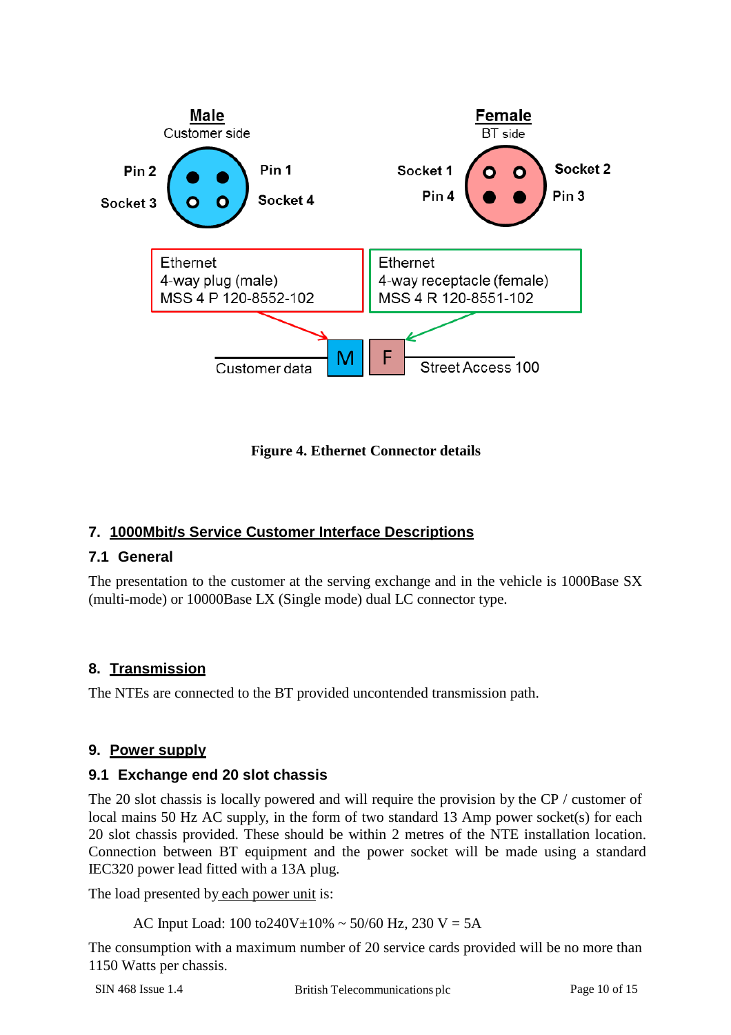Male
Customer side

Pin 2 | Pin 1
Socket 3 | Socket 4

Female
BT side

Socket 1 | Socket 2
Pin 4 | Pin 3

Ethernet
4-way plug (male)
MSS 4 P 120-8552-102

Ethernet
4-way receptacle (female)
MSS 4 R 120-8551-102

Customer data — M | F — Street Access 100

**Figure 4. Ethernet Connector details**

## 7. 1000Mbit/s Service Customer Interface Descriptions

### 7.1 General

The presentation to the customer at the serving exchange and in the vehicle is 1000Base SX (multi-mode) or 10000Base LX (Single mode) dual LC connector type.

## 8. Transmission

The NTEs are connected to the BT provided uncontended transmission path.

## 9. Power supply

### 9.1 Exchange end 20 slot chassis

The 20 slot chassis is locally powered and will require the provision by the CP / customer of local mains 50 Hz AC supply, in the form of two standard 13 Amp power socket(s) for each 20 slot chassis provided. These should be within 2 metres of the NTE installation location. Connection between BT equipment and the power socket will be made using a standard IEC320 power lead fitted with a 13A plug.

The load presented by each power unit is:

AC Input Load: 100 to240V±10% ~ 50/60 Hz, 230 V = 5A

The consumption with a maximum number of 20 service cards provided will be no more than 1150 Watts per chassis.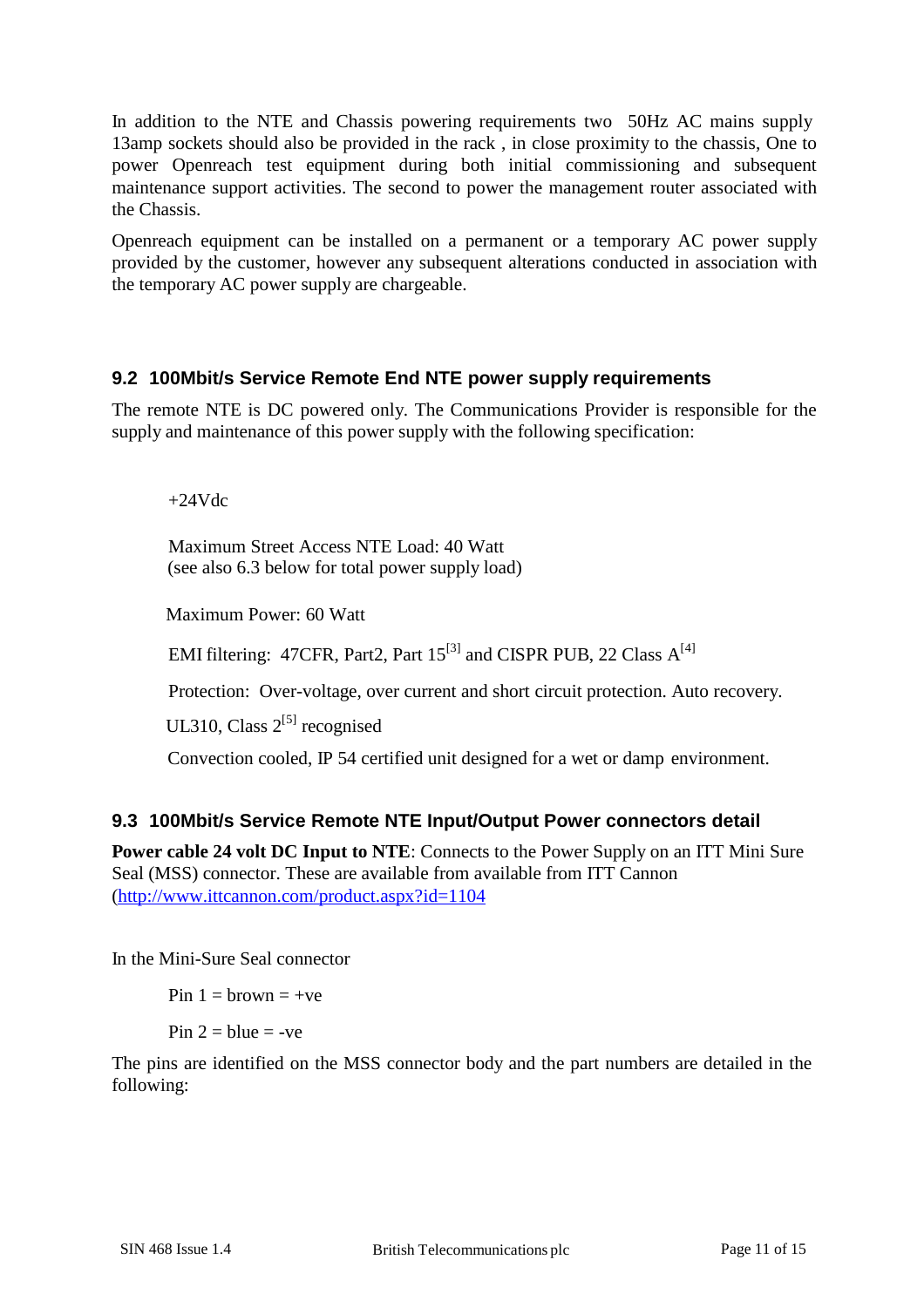In addition to the NTE and Chassis powering requirements two 50Hz AC mains supply 13amp sockets should also be provided in the rack , in close proximity to the chassis, One to power Openreach test equipment during both initial commissioning and subsequent maintenance support activities. The second to power the management router associated with the Chassis.

Openreach equipment can be installed on a permanent or a temporary AC power supply provided by the customer, however any subsequent alterations conducted in association with the temporary AC power supply are chargeable.

## 9.2 100Mbit/s Service Remote End NTE power supply requirements

The remote NTE is DC powered only. The Communications Provider is responsible for the supply and maintenance of this power supply with the following specification:

+24Vdc

Maximum Street Access NTE Load: 40 Watt
(see also 6.3 below for total power supply load)

Maximum Power: 60 Watt

EMI filtering: 47CFR, Part2, Part 15[3] and CISPR PUB, 22 Class A[4]

Protection: Over-voltage, over current and short circuit protection. Auto recovery.

UL310, Class 2[5] recognised

Convection cooled, IP 54 certified unit designed for a wet or damp environment.

## 9.3 100Mbit/s Service Remote NTE Input/Output Power connectors detail

**Power cable 24 volt DC Input to NTE**: Connects to the Power Supply on an ITT Mini Sure Seal (MSS) connector. These are available from available from ITT Cannon (http://www.ittcannon.com/product.aspx?id=1104

In the Mini-Sure Seal connector

Pin 1 = brown = +ve

Pin 2 = blue = -ve

The pins are identified on the MSS connector body and the part numbers are detailed in the following: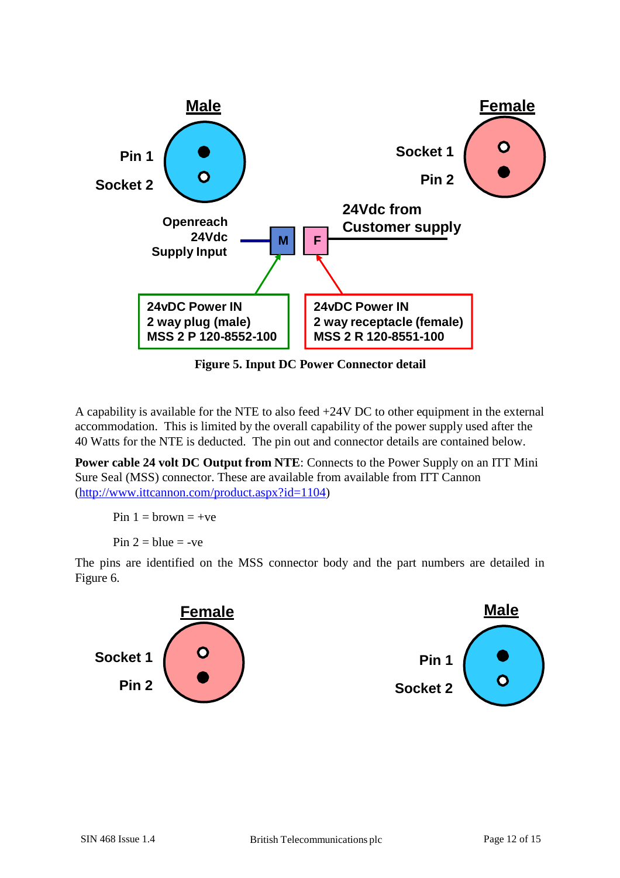Male

Pin 1

Socket 2

Female

Socket 1

Pin 2

Openreach 24Vdc Supply Input

M

F

24Vdc from Customer supply

24vDC Power IN
2 way plug (male)
MSS 2 P 120-8552-100

24vDC Power IN
2 way receptacle (female)
MSS 2 R 120-8551-100

**Figure 5. Input DC Power Connector detail**

A capability is available for the NTE to also feed +24V DC to other equipment in the external accommodation. This is limited by the overall capability of the power supply used after the 40 Watts for the NTE is deducted. The pin out and connector details are contained below.

**Power cable 24 volt DC Output from NTE**: Connects to the Power Supply on an ITT Mini Sure Seal (MSS) connector. These are available from available from ITT Cannon (http://www.ittcannon.com/product.aspx?id=1104)

Pin 1 = brown = +ve

Pin 2 = blue = -ve

The pins are identified on the MSS connector body and the part numbers are detailed in Figure 6.

Female

Socket 1

Pin 2

Male

Pin 1

Socket 2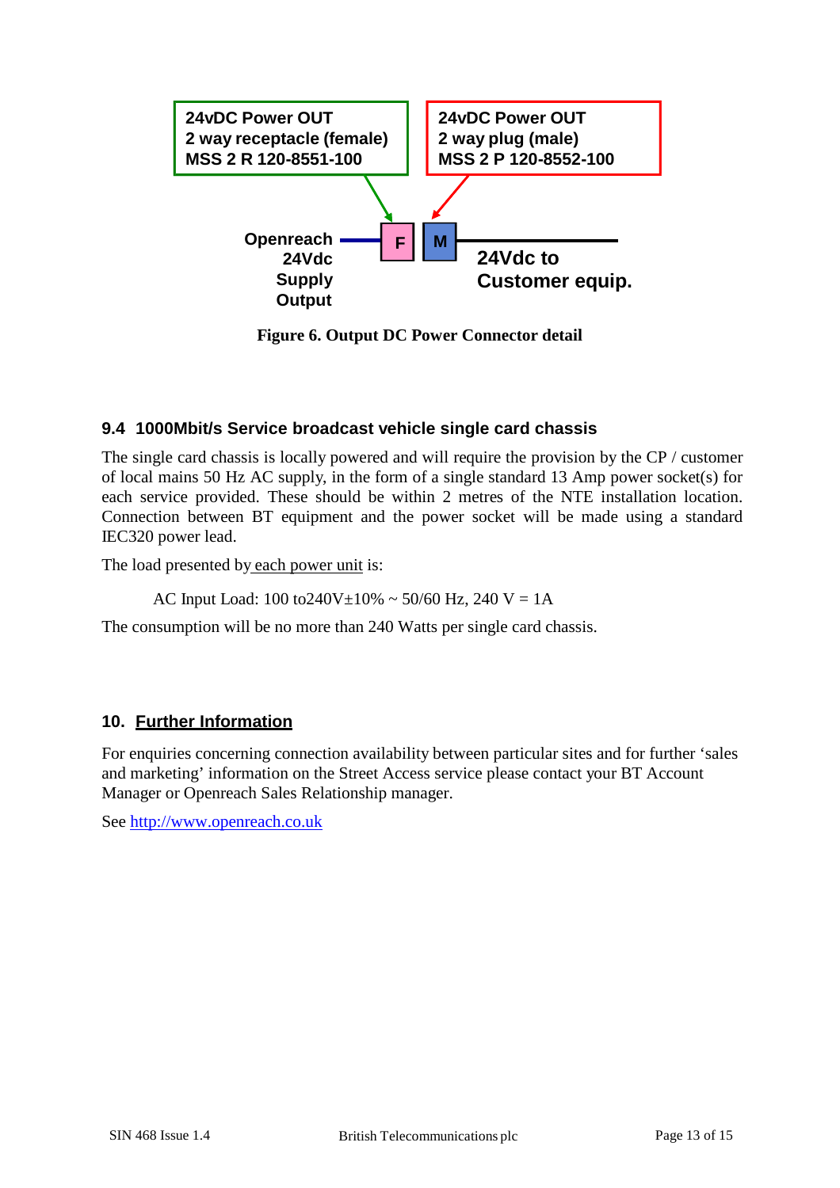24vDC Power OUT
2 way receptacle (female)
MSS 2 R 120-8551-100

24vDC Power OUT
2 way plug (male)
MSS 2 P 120-8552-100

Openreach 24Vdc Supply Output

F

M

24Vdc to Customer equip.

**Figure 6. Output DC Power Connector detail**

### 9.4 1000Mbit/s Service broadcast vehicle single card chassis

The single card chassis is locally powered and will require the provision by the CP / customer of local mains 50 Hz AC supply, in the form of a single standard 13 Amp power socket(s) for each service provided. These should be within 2 metres of the NTE installation location. Connection between BT equipment and the power socket will be made using a standard IEC320 power lead.

The load presented by each power unit is:

AC Input Load: 100 to240V±10% ~ 50/60 Hz, 240 V = 1A

The consumption will be no more than 240 Watts per single card chassis.

## 10. Further Information

For enquiries concerning connection availability between particular sites and for further 'sales and marketing' information on the Street Access service please contact your BT Account Manager or Openreach Sales Relationship manager.

See http://www.openreach.co.uk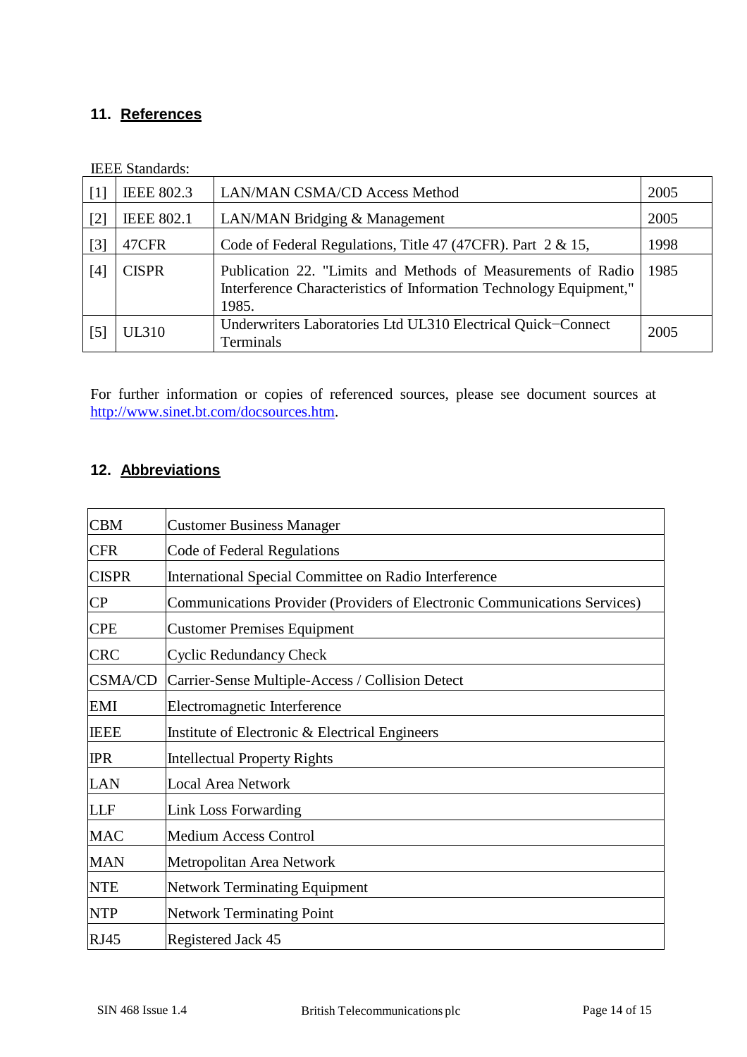## 11. References

IEEE Standards:

| | | | |
|---|---|---|---|
| [1] | IEEE 802.3 | LAN/MAN CSMA/CD Access Method | 2005 |
| [2] | IEEE 802.1 | LAN/MAN Bridging & Management | 2005 |
| [3] | 47CFR | Code of Federal Regulations, Title 47 (47CFR). Part 2 & 15, | 1998 |
| [4] | CISPR | Publication 22. "Limits and Methods of Measurements of Radio Interference Characteristics of Information Technology Equipment," 1985. | 1985 |
| [5] | UL310 | Underwriters Laboratories Ltd UL310 Electrical Quick−Connect Terminals | 2005 |

For further information or copies of referenced sources, please see document sources at http://www.sinet.bt.com/docsources.htm.

## 12. Abbreviations

| | |
|---|---|
| CBM | Customer Business Manager |
| CFR | Code of Federal Regulations |
| CISPR | International Special Committee on Radio Interference |
| CP | Communications Provider (Providers of Electronic Communications Services) |
| CPE | Customer Premises Equipment |
| CRC | Cyclic Redundancy Check |
| CSMA/CD | Carrier-Sense Multiple-Access / Collision Detect |
| EMI | Electromagnetic Interference |
| IEEE | Institute of Electronic & Electrical Engineers |
| IPR | Intellectual Property Rights |
| LAN | Local Area Network |
| LLF | Link Loss Forwarding |
| MAC | Medium Access Control |
| MAN | Metropolitan Area Network |
| NTE | Network Terminating Equipment |
| NTP | Network Terminating Point |
| RJ45 | Registered Jack 45 |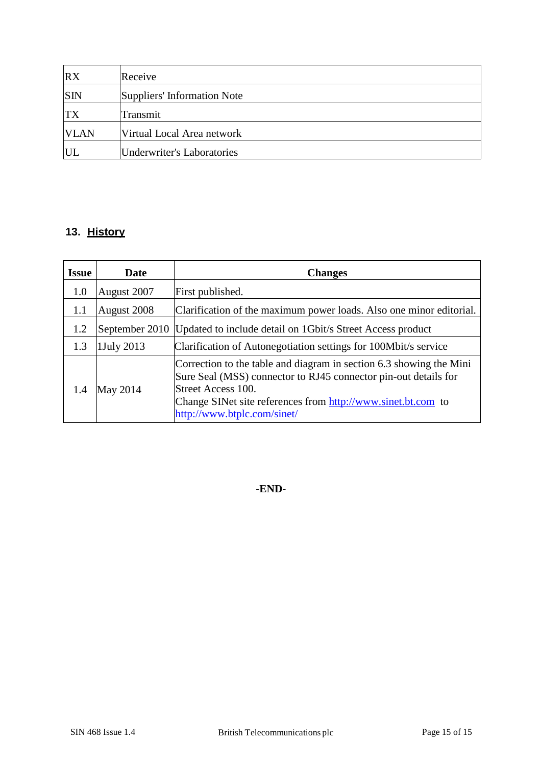| | |
|---|---|
| RX | Receive |
| SIN | Suppliers' Information Note |
| TX | Transmit |
| VLAN | Virtual Local Area network |
| UL | Underwriter's Laboratories |

## 13. History

| Issue | Date | Changes |
|---|---|---|
| 1.0 | August 2007 | First published. |
| 1.1 | August 2008 | Clarification of the maximum power loads. Also one minor editorial. |
| 1.2 | September 2010 | Updated to include detail on 1Gbit/s Street Access product |
| 1.3 | 1July 2013 | Clarification of Autonegotiation settings for 100Mbit/s service |
| 1.4 | May 2014 | Correction to the table and diagram in section 6.3 showing the Mini Sure Seal (MSS) connector to RJ45 connector pin-out details for Street Access 100.<br>Change SINet site references from http://www.sinet.bt.com to http://www.btplc.com/sinet/ |

**-END-**